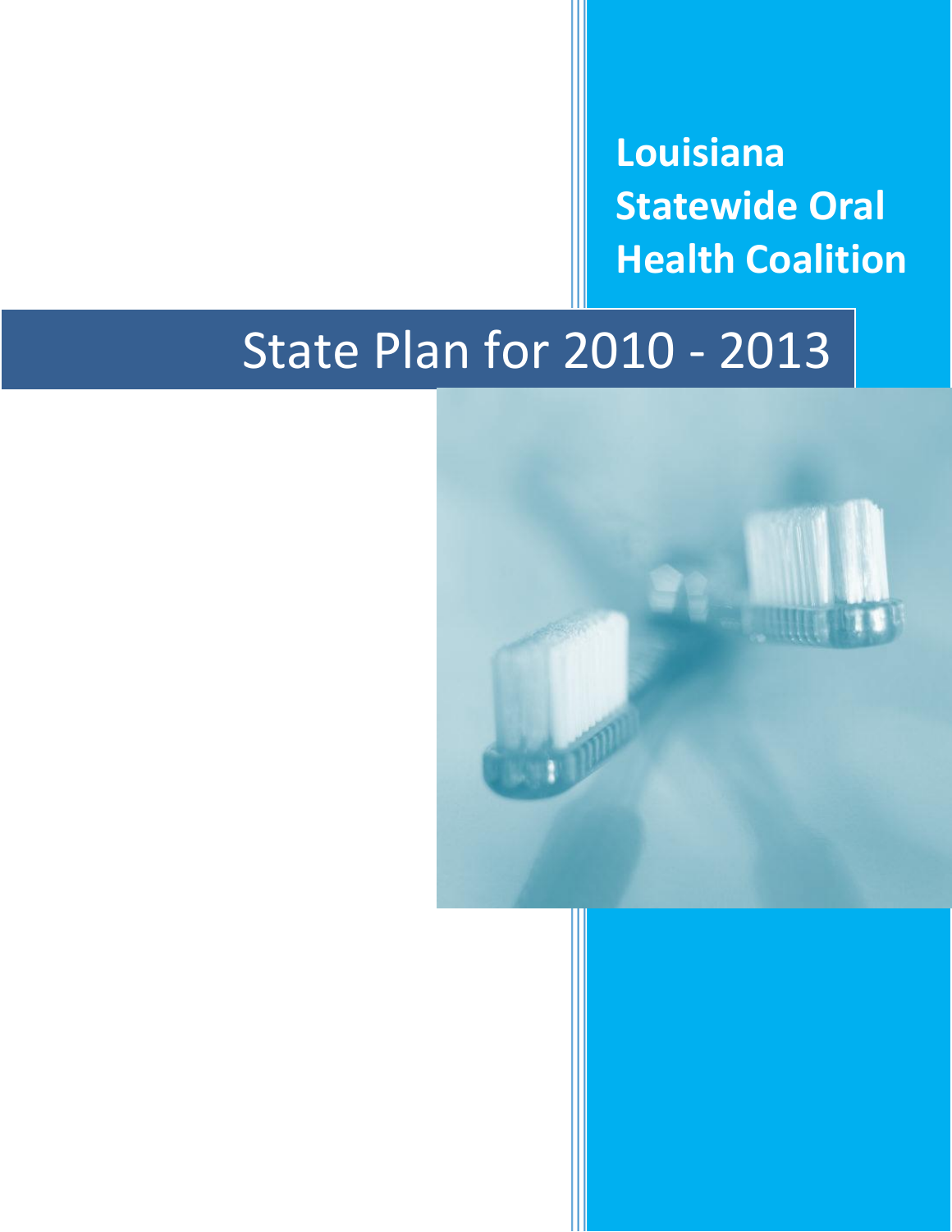**Louisiana Statewide Oral Health Coalition**

# State Plan for 2010 - 2013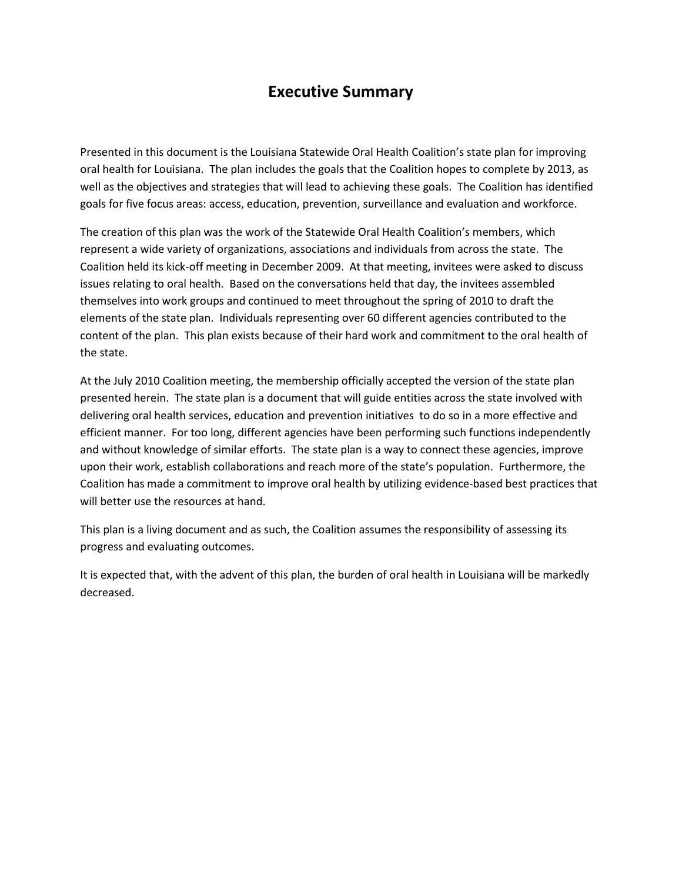# Executive Summary

Presented in this document is the Louisiana Statewide Oral Health Coalition's state plan for improving oral health for Louisiana. The plan includes the goals that the Coalition hopes to complete by 2013, as well as the objectives and strategies that will lead to achieving these goals. The Coalition has identified goals for five focus areas: access, education, prevention, surveillance and evaluation and workforce.

The creation of this plan was the work of the Statewide Oral Health Coalition's members, which represent a wide variety of organizations, associations and individuals from across the state. The Coalition held its kick-off meeting in December 2009. At that meeting, invitees were asked to discuss issues relating to oral health. Based on the conversations held that day, the invitees assembled themselves into work groups and continued to meet throughout the spring of 2010 to draft the elements of the state plan. Individuals representing over 60 different agencies contributed to the content of the plan. This plan exists because of their hard work and commitment to the oral health of the state.

At the July 2010 Coalition meeting, the membership officially accepted the version of the state plan presented herein. The state plan is a document that will guide entities across the state involved with delivering oral health services, education and prevention initiatives to do so in a more effective and efficient manner. For too long, different agencies have been performing such functions independently and without knowledge of similar efforts. The state plan is a way to connect these agencies, improve upon their work, establish collaborations and reach more of the state's population. Furthermore, the Coalition has made a commitment to improve oral health by utilizing evidence-based best practices that will better use the resources at hand.

This plan is a living document and as such, the Coalition assumes the responsibility of assessing its progress and evaluating outcomes.

It is expected that, with the advent of this plan, the burden of oral health in Louisiana will be markedly decreased.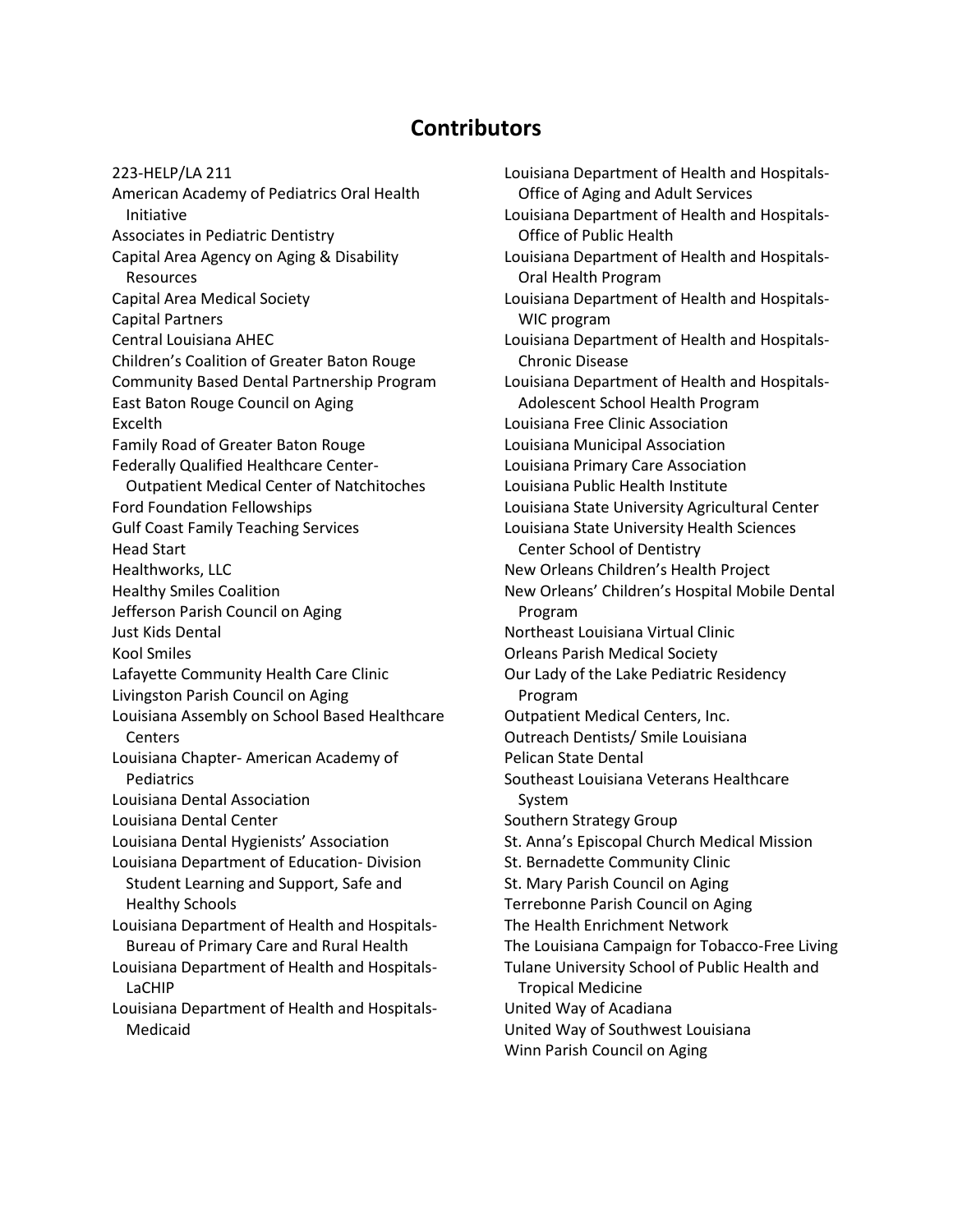# Contributors

223-HELP/LA 211
American Academy of Pediatrics Oral Health Initiative
Associates in Pediatric Dentistry
Capital Area Agency on Aging & Disability Resources
Capital Area Medical Society
Capital Partners
Central Louisiana AHEC
Children's Coalition of Greater Baton Rouge
Community Based Dental Partnership Program
East Baton Rouge Council on Aging
Excelth
Family Road of Greater Baton Rouge
Federally Qualified Healthcare Center- Outpatient Medical Center of Natchitoches
Ford Foundation Fellowships
Gulf Coast Family Teaching Services
Head Start
Healthworks, LLC
Healthy Smiles Coalition
Jefferson Parish Council on Aging
Just Kids Dental
Kool Smiles
Lafayette Community Health Care Clinic
Livingston Parish Council on Aging
Louisiana Assembly on School Based Healthcare Centers
Louisiana Chapter- American Academy of Pediatrics
Louisiana Dental Association
Louisiana Dental Center
Louisiana Dental Hygienists' Association
Louisiana Department of Education- Division Student Learning and Support, Safe and Healthy Schools
Louisiana Department of Health and Hospitals- Bureau of Primary Care and Rural Health
Louisiana Department of Health and Hospitals- LaCHIP
Louisiana Department of Health and Hospitals- Medicaid
Louisiana Department of Health and Hospitals- Office of Aging and Adult Services
Louisiana Department of Health and Hospitals- Office of Public Health
Louisiana Department of Health and Hospitals- Oral Health Program
Louisiana Department of Health and Hospitals- WIC program
Louisiana Department of Health and Hospitals- Chronic Disease
Louisiana Department of Health and Hospitals- Adolescent School Health Program
Louisiana Free Clinic Association
Louisiana Municipal Association
Louisiana Primary Care Association
Louisiana Public Health Institute
Louisiana State University Agricultural Center
Louisiana State University Health Sciences Center School of Dentistry
New Orleans Children's Health Project
New Orleans' Children's Hospital Mobile Dental Program
Northeast Louisiana Virtual Clinic
Orleans Parish Medical Society
Our Lady of the Lake Pediatric Residency Program
Outpatient Medical Centers, Inc.
Outreach Dentists/ Smile Louisiana
Pelican State Dental
Southeast Louisiana Veterans Healthcare System
Southern Strategy Group
St. Anna's Episcopal Church Medical Mission
St. Bernadette Community Clinic
St. Mary Parish Council on Aging
Terrebonne Parish Council on Aging
The Health Enrichment Network
The Louisiana Campaign for Tobacco-Free Living
Tulane University School of Public Health and Tropical Medicine
United Way of Acadiana
United Way of Southwest Louisiana
Winn Parish Council on Aging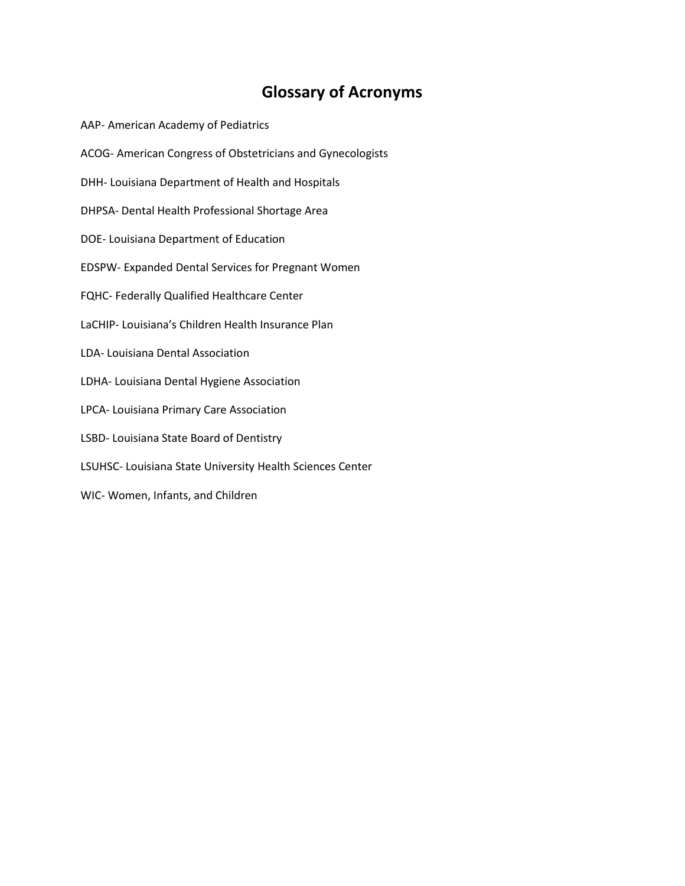# Glossary of Acronyms

AAP- American Academy of Pediatrics

ACOG- American Congress of Obstetricians and Gynecologists

DHH- Louisiana Department of Health and Hospitals

DHPSA- Dental Health Professional Shortage Area

DOE- Louisiana Department of Education

EDSPW- Expanded Dental Services for Pregnant Women

FQHC- Federally Qualified Healthcare Center

LaCHIP- Louisiana's Children Health Insurance Plan

LDA- Louisiana Dental Association

LDHA- Louisiana Dental Hygiene Association

LPCA- Louisiana Primary Care Association

LSBD- Louisiana State Board of Dentistry

LSUHSC- Louisiana State University Health Sciences Center

WIC- Women, Infants, and Children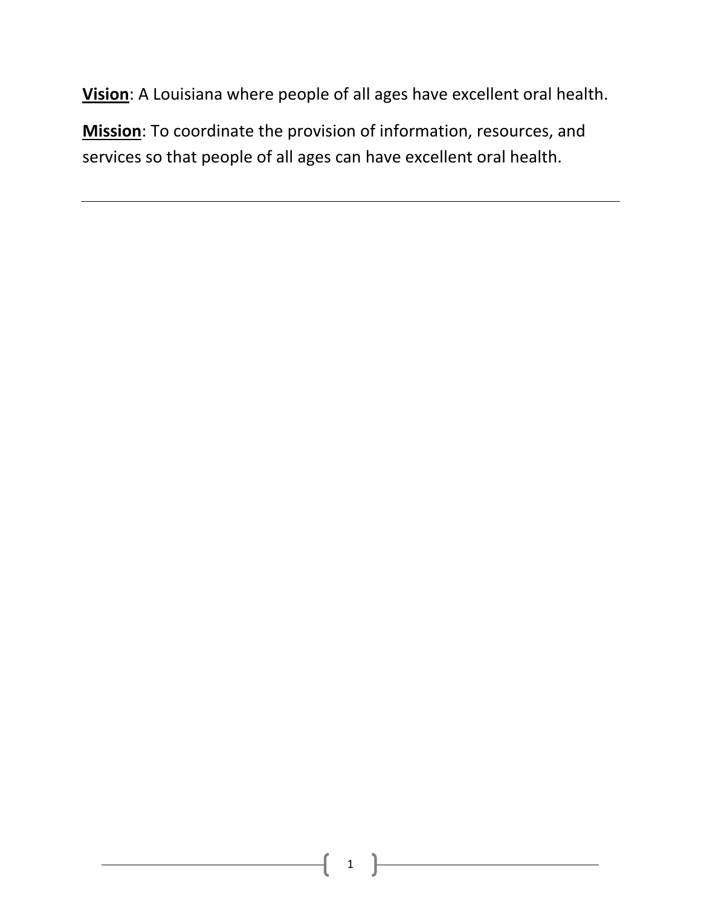**Vision**: A Louisiana where people of all ages have excellent oral health.

**Mission**: To coordinate the provision of information, resources, and services so that people of all ages can have excellent oral health.

---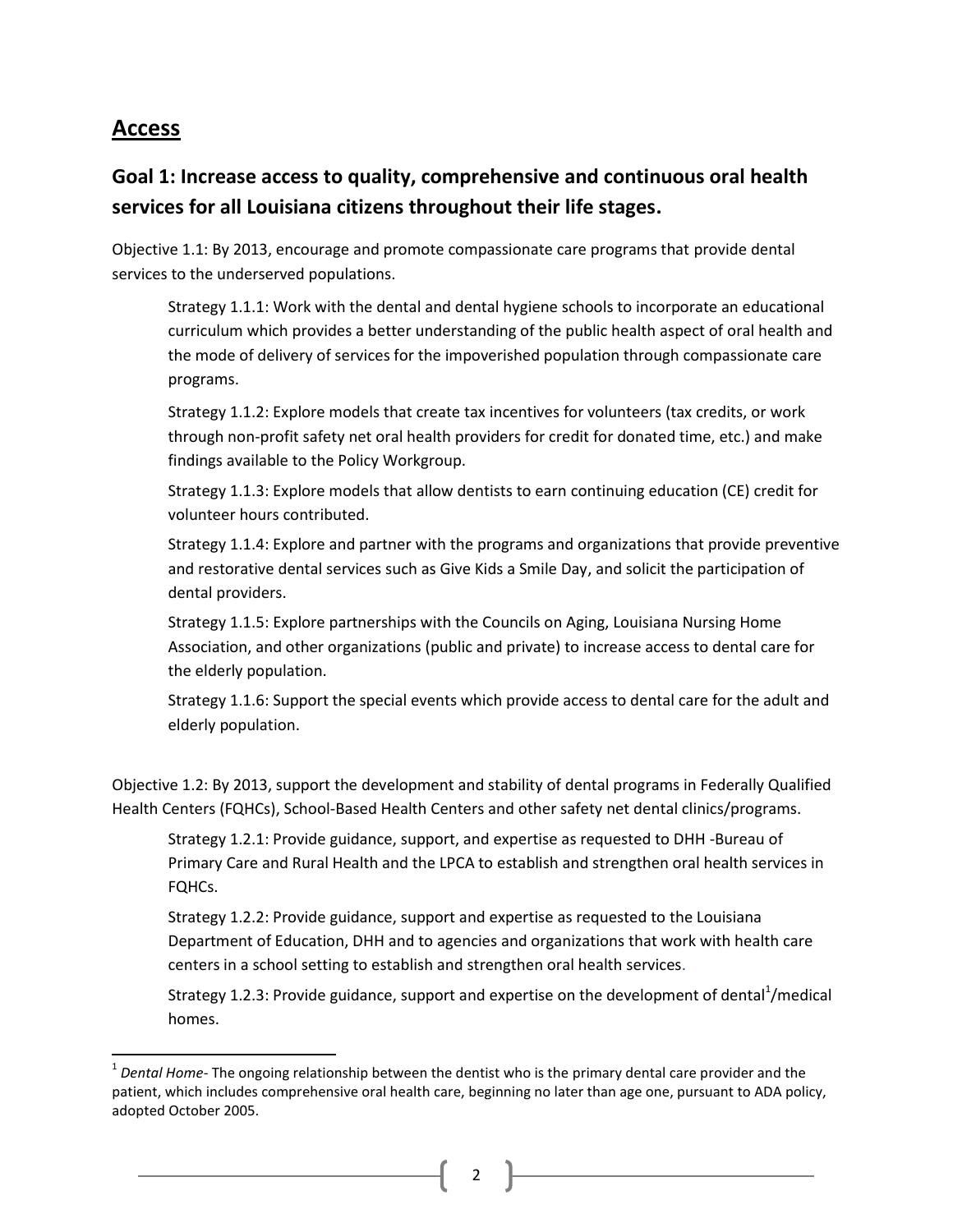## Access

### Goal 1: Increase access to quality, comprehensive and continuous oral health services for all Louisiana citizens throughout their life stages.

Objective 1.1: By 2013, encourage and promote compassionate care programs that provide dental services to the underserved populations.

> Strategy 1.1.1: Work with the dental and dental hygiene schools to incorporate an educational curriculum which provides a better understanding of the public health aspect of oral health and the mode of delivery of services for the impoverished population through compassionate care programs.
>
> Strategy 1.1.2: Explore models that create tax incentives for volunteers (tax credits, or work through non-profit safety net oral health providers for credit for donated time, etc.) and make findings available to the Policy Workgroup.
>
> Strategy 1.1.3: Explore models that allow dentists to earn continuing education (CE) credit for volunteer hours contributed.
>
> Strategy 1.1.4: Explore and partner with the programs and organizations that provide preventive and restorative dental services such as Give Kids a Smile Day, and solicit the participation of dental providers.
>
> Strategy 1.1.5: Explore partnerships with the Councils on Aging, Louisiana Nursing Home Association, and other organizations (public and private) to increase access to dental care for the elderly population.
>
> Strategy 1.1.6: Support the special events which provide access to dental care for the adult and elderly population.

Objective 1.2: By 2013, support the development and stability of dental programs in Federally Qualified Health Centers (FQHCs), School-Based Health Centers and other safety net dental clinics/programs.

> Strategy 1.2.1: Provide guidance, support, and expertise as requested to DHH -Bureau of Primary Care and Rural Health and the LPCA to establish and strengthen oral health services in FQHCs.
>
> Strategy 1.2.2: Provide guidance, support and expertise as requested to the Louisiana Department of Education, DHH and to agencies and organizations that work with health care centers in a school setting to establish and strengthen oral health services.
>
> Strategy 1.2.3: Provide guidance, support and expertise on the development of dental[1]/medical homes.

[1] *Dental Home*- The ongoing relationship between the dentist who is the primary dental care provider and the patient, which includes comprehensive oral health care, beginning no later than age one, pursuant to ADA policy, adopted October 2005.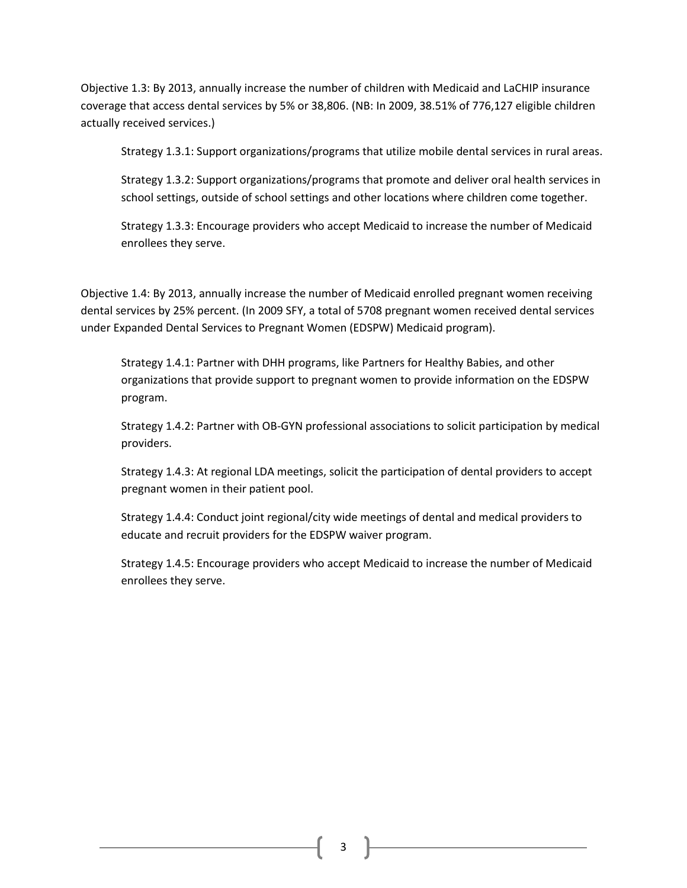Objective 1.3: By 2013, annually increase the number of children with Medicaid and LaCHIP insurance coverage that access dental services by 5% or 38,806. (NB: In 2009, 38.51% of 776,127 eligible children actually received services.)

Strategy 1.3.1: Support organizations/programs that utilize mobile dental services in rural areas.

Strategy 1.3.2: Support organizations/programs that promote and deliver oral health services in school settings, outside of school settings and other locations where children come together.

Strategy 1.3.3: Encourage providers who accept Medicaid to increase the number of Medicaid enrollees they serve.

Objective 1.4: By 2013, annually increase the number of Medicaid enrolled pregnant women receiving dental services by 25% percent. (In 2009 SFY, a total of 5708 pregnant women received dental services under Expanded Dental Services to Pregnant Women (EDSPW) Medicaid program).

Strategy 1.4.1: Partner with DHH programs, like Partners for Healthy Babies, and other organizations that provide support to pregnant women to provide information on the EDSPW program.

Strategy 1.4.2: Partner with OB-GYN professional associations to solicit participation by medical providers.

Strategy 1.4.3: At regional LDA meetings, solicit the participation of dental providers to accept pregnant women in their patient pool.

Strategy 1.4.4: Conduct joint regional/city wide meetings of dental and medical providers to educate and recruit providers for the EDSPW waiver program.

Strategy 1.4.5: Encourage providers who accept Medicaid to increase the number of Medicaid enrollees they serve.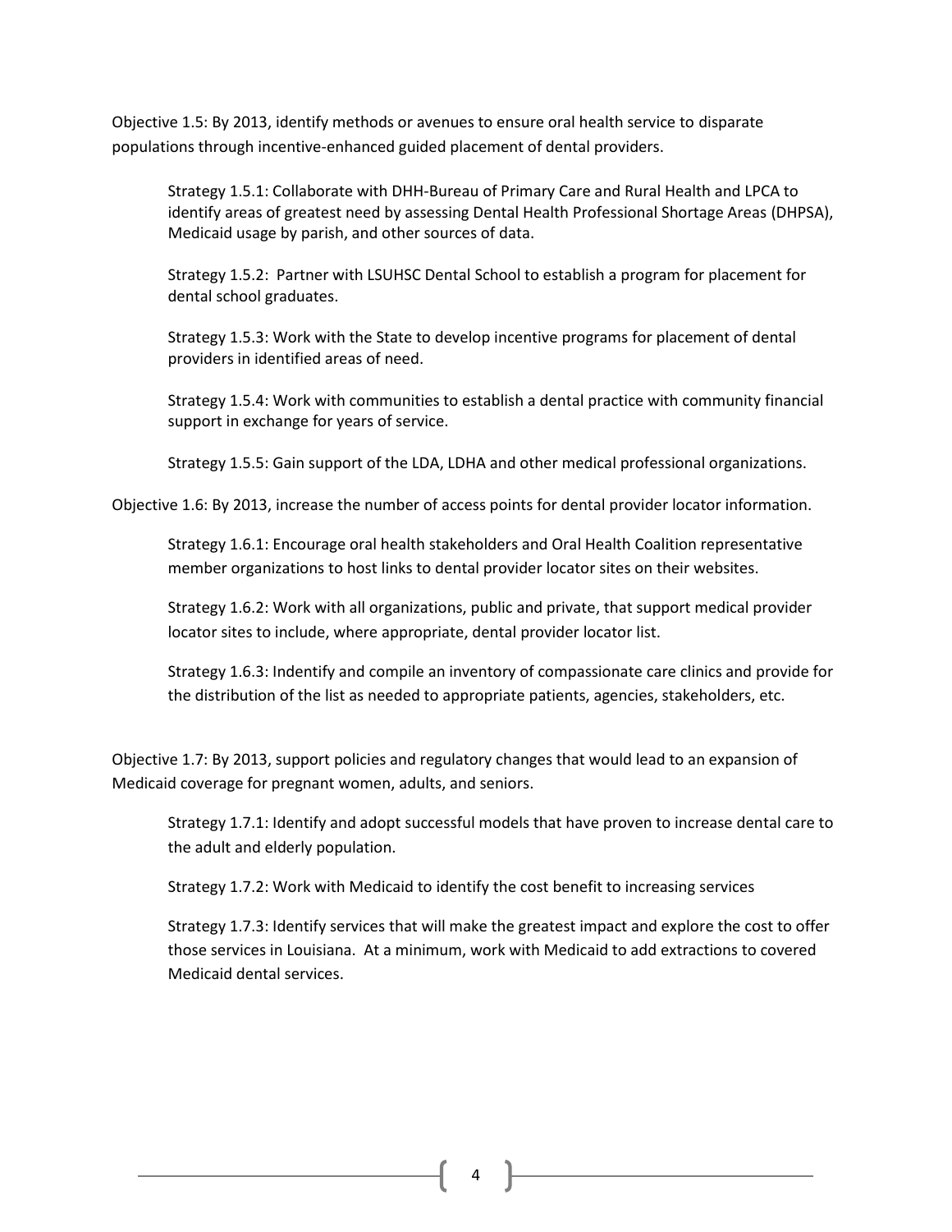Objective 1.5: By 2013, identify methods or avenues to ensure oral health service to disparate populations through incentive-enhanced guided placement of dental providers.

> Strategy 1.5.1: Collaborate with DHH-Bureau of Primary Care and Rural Health and LPCA to identify areas of greatest need by assessing Dental Health Professional Shortage Areas (DHPSA), Medicaid usage by parish, and other sources of data.
>
> Strategy 1.5.2: Partner with LSUHSC Dental School to establish a program for placement for dental school graduates.
>
> Strategy 1.5.3: Work with the State to develop incentive programs for placement of dental providers in identified areas of need.
>
> Strategy 1.5.4: Work with communities to establish a dental practice with community financial support in exchange for years of service.
>
> Strategy 1.5.5: Gain support of the LDA, LDHA and other medical professional organizations.

Objective 1.6: By 2013, increase the number of access points for dental provider locator information.

> Strategy 1.6.1: Encourage oral health stakeholders and Oral Health Coalition representative member organizations to host links to dental provider locator sites on their websites.
>
> Strategy 1.6.2: Work with all organizations, public and private, that support medical provider locator sites to include, where appropriate, dental provider locator list.
>
> Strategy 1.6.3: Indentify and compile an inventory of compassionate care clinics and provide for the distribution of the list as needed to appropriate patients, agencies, stakeholders, etc.

Objective 1.7: By 2013, support policies and regulatory changes that would lead to an expansion of Medicaid coverage for pregnant women, adults, and seniors.

> Strategy 1.7.1: Identify and adopt successful models that have proven to increase dental care to the adult and elderly population.
>
> Strategy 1.7.2: Work with Medicaid to identify the cost benefit to increasing services
>
> Strategy 1.7.3: Identify services that will make the greatest impact and explore the cost to offer those services in Louisiana. At a minimum, work with Medicaid to add extractions to covered Medicaid dental services.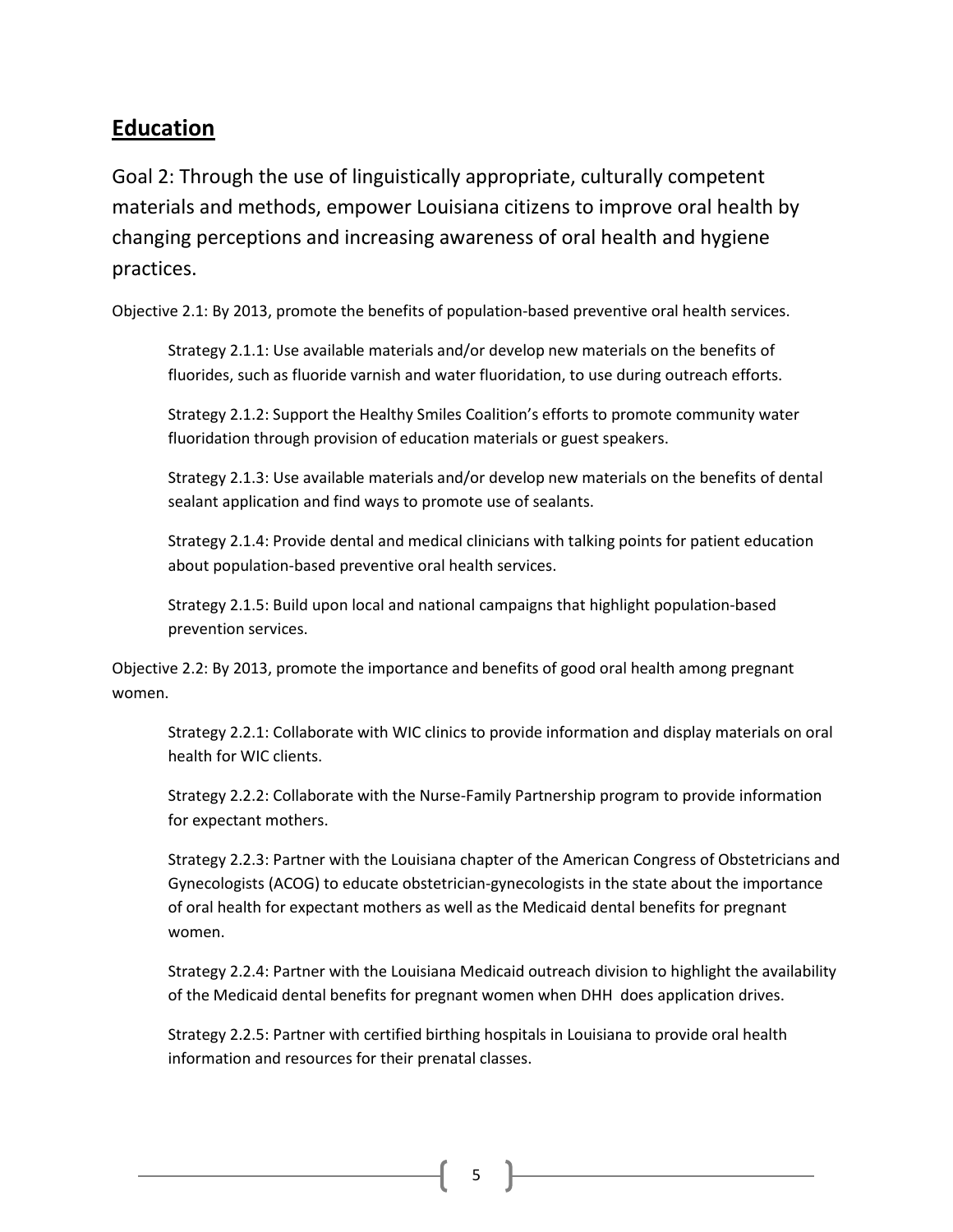## Education

Goal 2: Through the use of linguistically appropriate, culturally competent materials and methods, empower Louisiana citizens to improve oral health by changing perceptions and increasing awareness of oral health and hygiene practices.

Objective 2.1: By 2013, promote the benefits of population-based preventive oral health services.

> Strategy 2.1.1: Use available materials and/or develop new materials on the benefits of fluorides, such as fluoride varnish and water fluoridation, to use during outreach efforts.
>
> Strategy 2.1.2: Support the Healthy Smiles Coalition's efforts to promote community water fluoridation through provision of education materials or guest speakers.
>
> Strategy 2.1.3: Use available materials and/or develop new materials on the benefits of dental sealant application and find ways to promote use of sealants.
>
> Strategy 2.1.4: Provide dental and medical clinicians with talking points for patient education about population-based preventive oral health services.
>
> Strategy 2.1.5: Build upon local and national campaigns that highlight population-based prevention services.

Objective 2.2: By 2013, promote the importance and benefits of good oral health among pregnant women.

> Strategy 2.2.1: Collaborate with WIC clinics to provide information and display materials on oral health for WIC clients.
>
> Strategy 2.2.2: Collaborate with the Nurse-Family Partnership program to provide information for expectant mothers.
>
> Strategy 2.2.3: Partner with the Louisiana chapter of the American Congress of Obstetricians and Gynecologists (ACOG) to educate obstetrician-gynecologists in the state about the importance of oral health for expectant mothers as well as the Medicaid dental benefits for pregnant women.
>
> Strategy 2.2.4: Partner with the Louisiana Medicaid outreach division to highlight the availability of the Medicaid dental benefits for pregnant women when DHH does application drives.
>
> Strategy 2.2.5: Partner with certified birthing hospitals in Louisiana to provide oral health information and resources for their prenatal classes.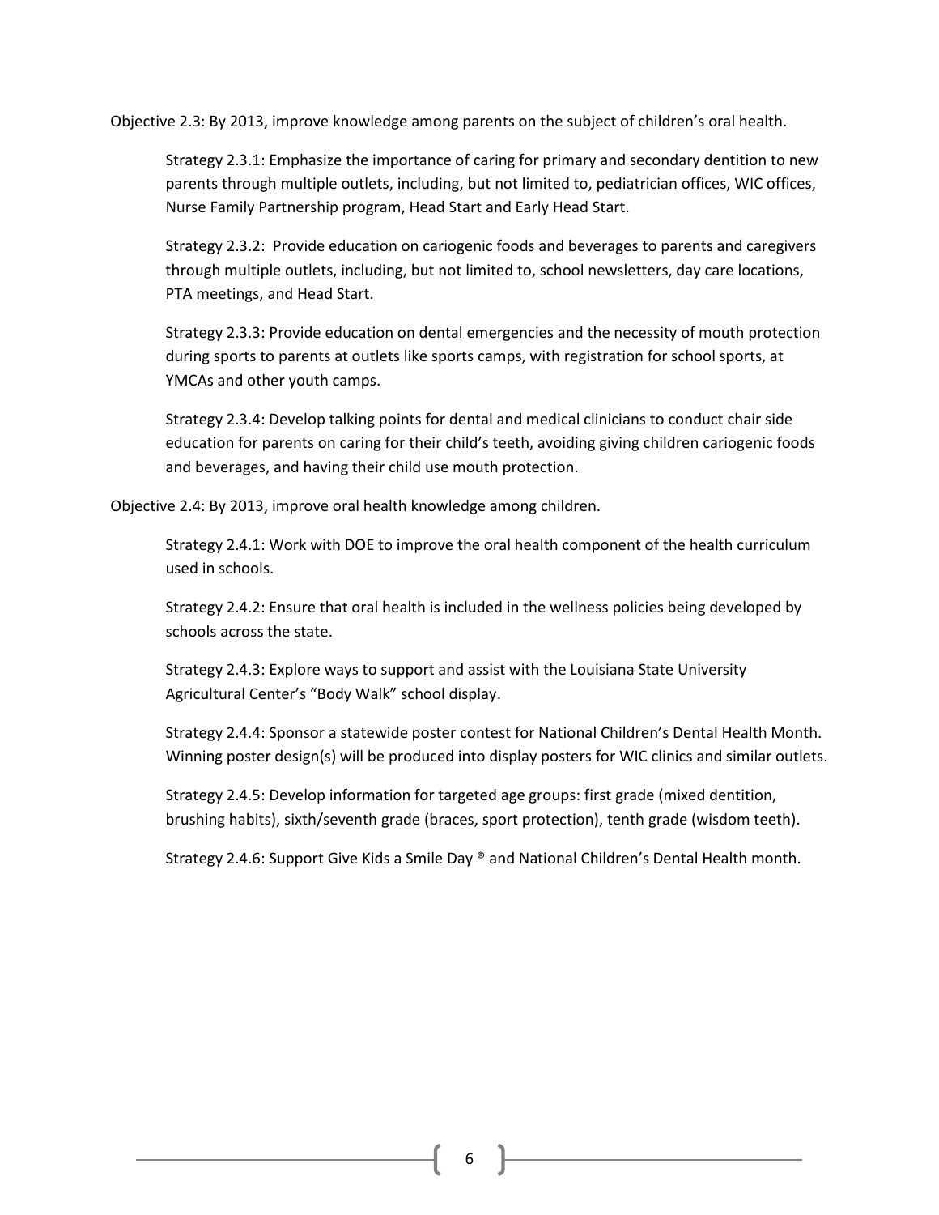Objective 2.3: By 2013, improve knowledge among parents on the subject of children's oral health.

Strategy 2.3.1: Emphasize the importance of caring for primary and secondary dentition to new parents through multiple outlets, including, but not limited to, pediatrician offices, WIC offices, Nurse Family Partnership program, Head Start and Early Head Start.

Strategy 2.3.2: Provide education on cariogenic foods and beverages to parents and caregivers through multiple outlets, including, but not limited to, school newsletters, day care locations, PTA meetings, and Head Start.

Strategy 2.3.3: Provide education on dental emergencies and the necessity of mouth protection during sports to parents at outlets like sports camps, with registration for school sports, at YMCAs and other youth camps.

Strategy 2.3.4: Develop talking points for dental and medical clinicians to conduct chair side education for parents on caring for their child's teeth, avoiding giving children cariogenic foods and beverages, and having their child use mouth protection.

Objective 2.4: By 2013, improve oral health knowledge among children.

Strategy 2.4.1: Work with DOE to improve the oral health component of the health curriculum used in schools.

Strategy 2.4.2: Ensure that oral health is included in the wellness policies being developed by schools across the state.

Strategy 2.4.3: Explore ways to support and assist with the Louisiana State University Agricultural Center's "Body Walk" school display.

Strategy 2.4.4: Sponsor a statewide poster contest for National Children's Dental Health Month. Winning poster design(s) will be produced into display posters for WIC clinics and similar outlets.

Strategy 2.4.5: Develop information for targeted age groups: first grade (mixed dentition, brushing habits), sixth/seventh grade (braces, sport protection), tenth grade (wisdom teeth).

Strategy 2.4.6: Support Give Kids a Smile Day ® and National Children's Dental Health month.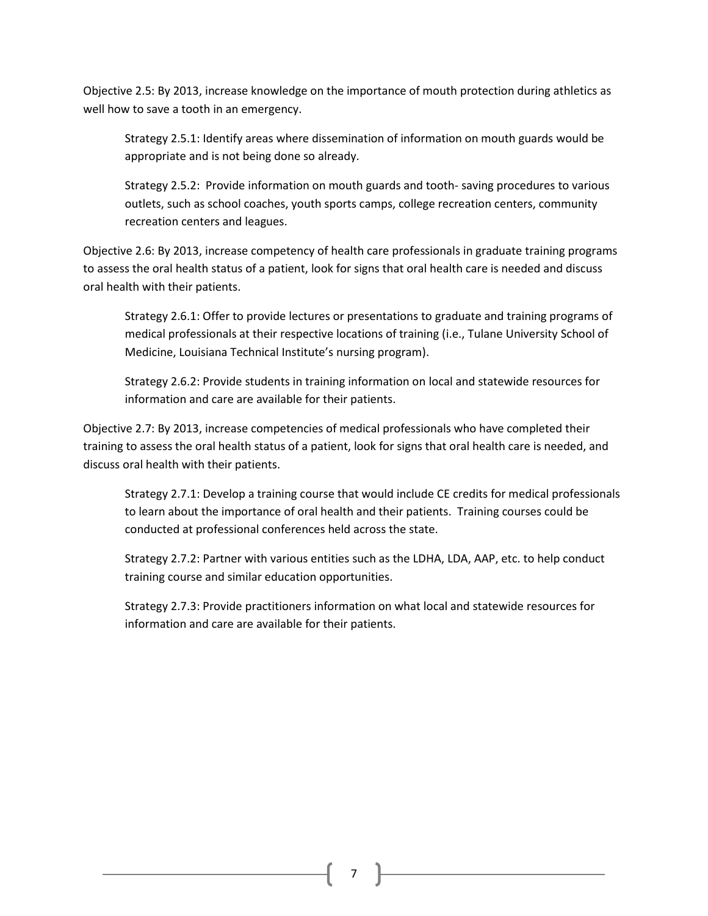Objective 2.5: By 2013, increase knowledge on the importance of mouth protection during athletics as well how to save a tooth in an emergency.

> Strategy 2.5.1: Identify areas where dissemination of information on mouth guards would be appropriate and is not being done so already.
>
> Strategy 2.5.2: Provide information on mouth guards and tooth- saving procedures to various outlets, such as school coaches, youth sports camps, college recreation centers, community recreation centers and leagues.

Objective 2.6: By 2013, increase competency of health care professionals in graduate training programs to assess the oral health status of a patient, look for signs that oral health care is needed and discuss oral health with their patients.

> Strategy 2.6.1: Offer to provide lectures or presentations to graduate and training programs of medical professionals at their respective locations of training (i.e., Tulane University School of Medicine, Louisiana Technical Institute's nursing program).
>
> Strategy 2.6.2: Provide students in training information on local and statewide resources for information and care are available for their patients.

Objective 2.7: By 2013, increase competencies of medical professionals who have completed their training to assess the oral health status of a patient, look for signs that oral health care is needed, and discuss oral health with their patients.

> Strategy 2.7.1: Develop a training course that would include CE credits for medical professionals to learn about the importance of oral health and their patients. Training courses could be conducted at professional conferences held across the state.
>
> Strategy 2.7.2: Partner with various entities such as the LDHA, LDA, AAP, etc. to help conduct training course and similar education opportunities.
>
> Strategy 2.7.3: Provide practitioners information on what local and statewide resources for information and care are available for their patients.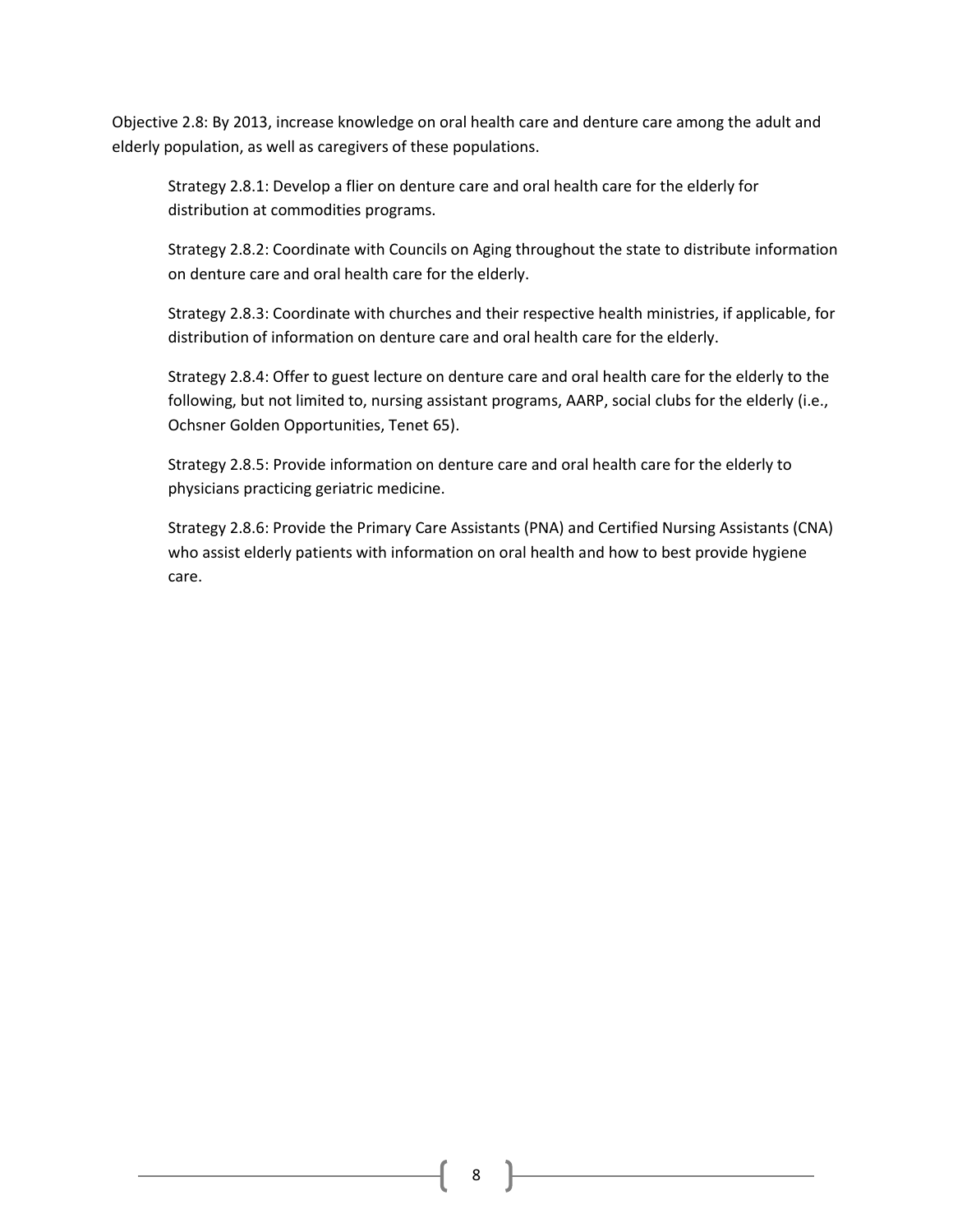Objective 2.8: By 2013, increase knowledge on oral health care and denture care among the adult and elderly population, as well as caregivers of these populations.

Strategy 2.8.1: Develop a flier on denture care and oral health care for the elderly for distribution at commodities programs.

Strategy 2.8.2: Coordinate with Councils on Aging throughout the state to distribute information on denture care and oral health care for the elderly.

Strategy 2.8.3: Coordinate with churches and their respective health ministries, if applicable, for distribution of information on denture care and oral health care for the elderly.

Strategy 2.8.4: Offer to guest lecture on denture care and oral health care for the elderly to the following, but not limited to, nursing assistant programs, AARP, social clubs for the elderly (i.e., Ochsner Golden Opportunities, Tenet 65).

Strategy 2.8.5: Provide information on denture care and oral health care for the elderly to physicians practicing geriatric medicine.

Strategy 2.8.6: Provide the Primary Care Assistants (PNA) and Certified Nursing Assistants (CNA) who assist elderly patients with information on oral health and how to best provide hygiene care.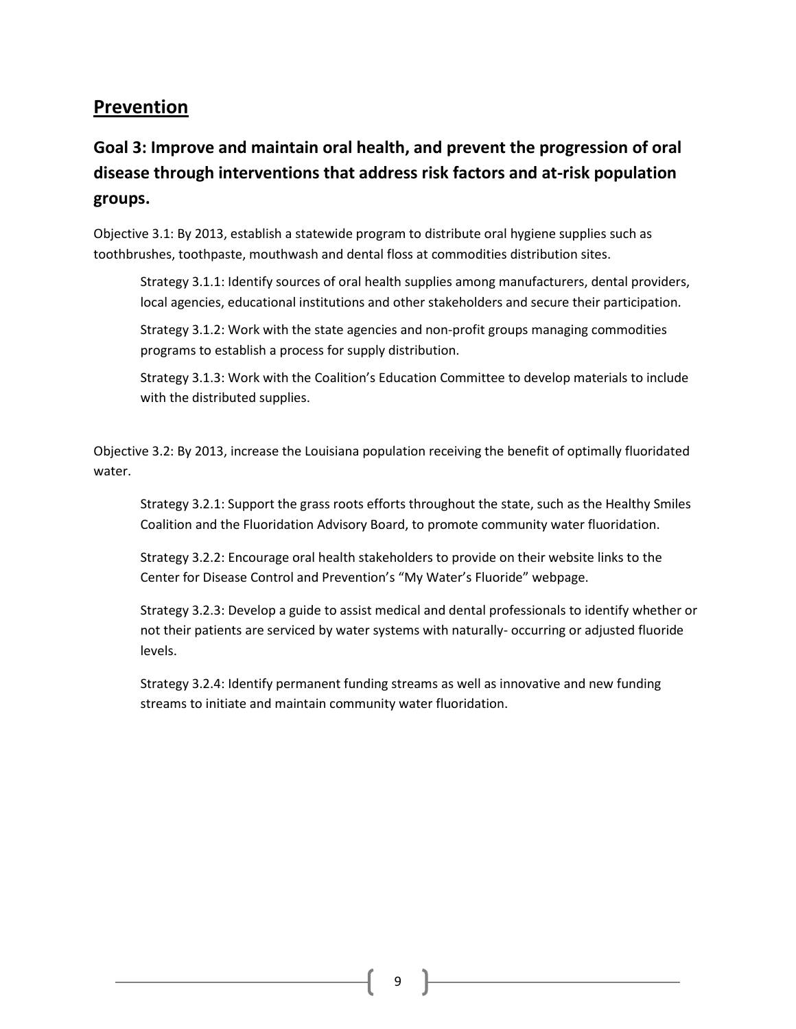## Prevention

### Goal 3: Improve and maintain oral health, and prevent the progression of oral disease through interventions that address risk factors and at-risk population groups.

Objective 3.1: By 2013, establish a statewide program to distribute oral hygiene supplies such as toothbrushes, toothpaste, mouthwash and dental floss at commodities distribution sites.

> Strategy 3.1.1: Identify sources of oral health supplies among manufacturers, dental providers, local agencies, educational institutions and other stakeholders and secure their participation.
>
> Strategy 3.1.2: Work with the state agencies and non-profit groups managing commodities programs to establish a process for supply distribution.
>
> Strategy 3.1.3: Work with the Coalition's Education Committee to develop materials to include with the distributed supplies.

Objective 3.2: By 2013, increase the Louisiana population receiving the benefit of optimally fluoridated water.

> Strategy 3.2.1: Support the grass roots efforts throughout the state, such as the Healthy Smiles Coalition and the Fluoridation Advisory Board, to promote community water fluoridation.
>
> Strategy 3.2.2: Encourage oral health stakeholders to provide on their website links to the Center for Disease Control and Prevention's "My Water's Fluoride" webpage.
>
> Strategy 3.2.3: Develop a guide to assist medical and dental professionals to identify whether or not their patients are serviced by water systems with naturally- occurring or adjusted fluoride levels.
>
> Strategy 3.2.4: Identify permanent funding streams as well as innovative and new funding streams to initiate and maintain community water fluoridation.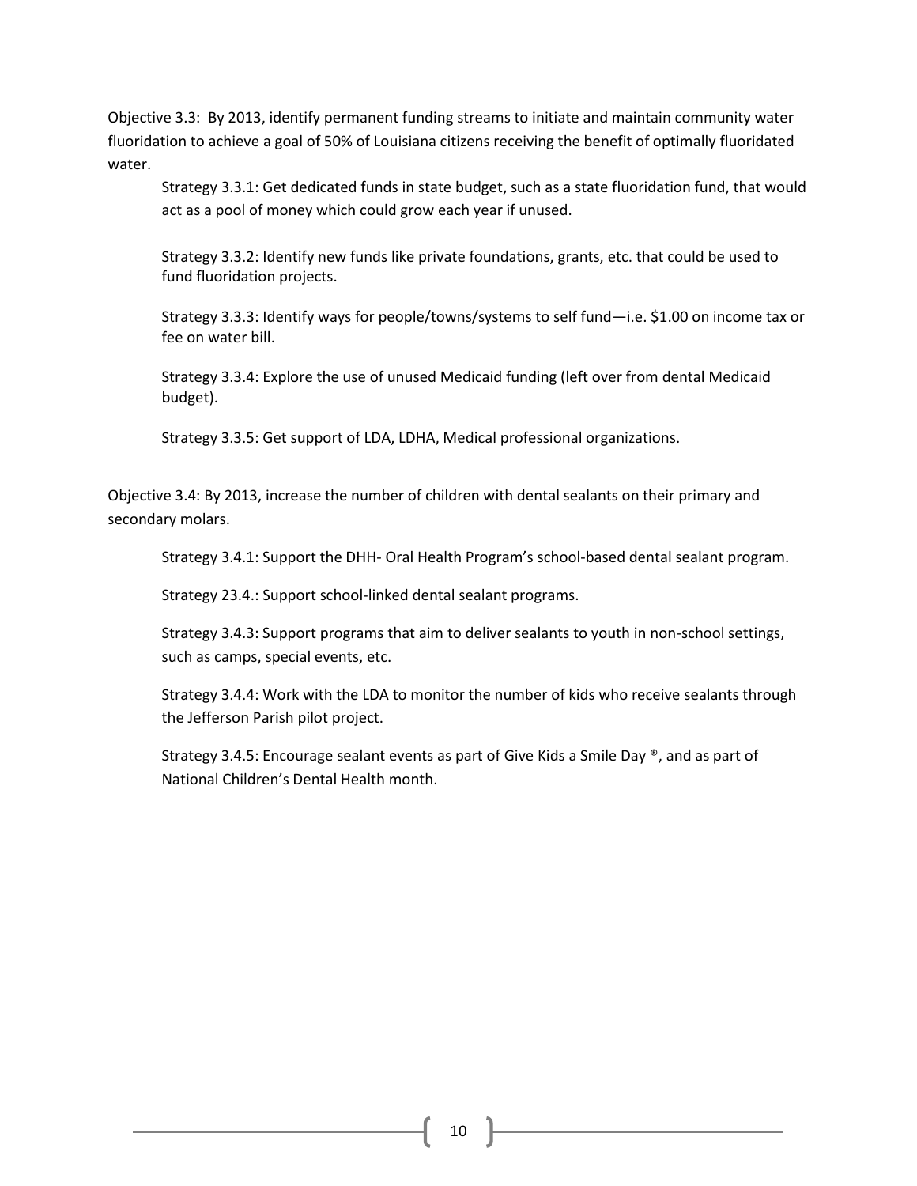Objective 3.3: By 2013, identify permanent funding streams to initiate and maintain community water fluoridation to achieve a goal of 50% of Louisiana citizens receiving the benefit of optimally fluoridated water.

> Strategy 3.3.1: Get dedicated funds in state budget, such as a state fluoridation fund, that would act as a pool of money which could grow each year if unused.
>
> Strategy 3.3.2: Identify new funds like private foundations, grants, etc. that could be used to fund fluoridation projects.
>
> Strategy 3.3.3: Identify ways for people/towns/systems to self fund—i.e. $1.00 on income tax or fee on water bill.
>
> Strategy 3.3.4: Explore the use of unused Medicaid funding (left over from dental Medicaid budget).
>
> Strategy 3.3.5: Get support of LDA, LDHA, Medical professional organizations.

Objective 3.4: By 2013, increase the number of children with dental sealants on their primary and secondary molars.

> Strategy 3.4.1: Support the DHH- Oral Health Program's school-based dental sealant program.
>
> Strategy 23.4.: Support school-linked dental sealant programs.
>
> Strategy 3.4.3: Support programs that aim to deliver sealants to youth in non-school settings, such as camps, special events, etc.
>
> Strategy 3.4.4: Work with the LDA to monitor the number of kids who receive sealants through the Jefferson Parish pilot project.
>
> Strategy 3.4.5: Encourage sealant events as part of Give Kids a Smile Day ®, and as part of National Children's Dental Health month.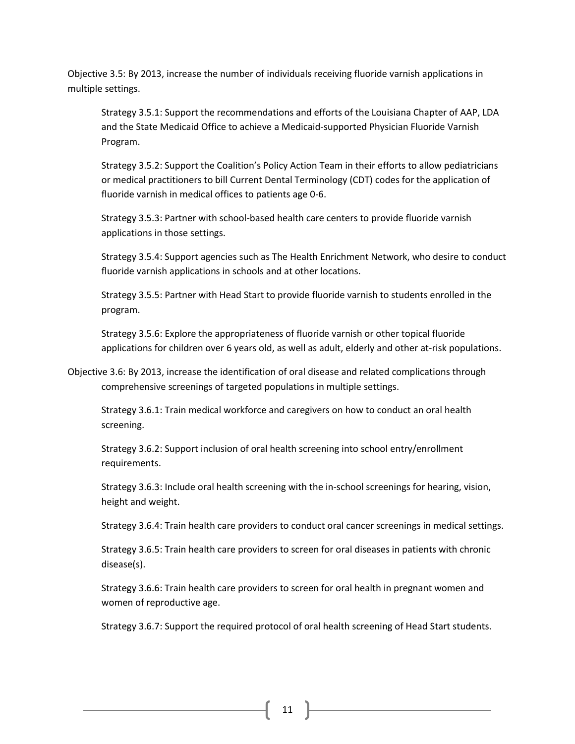Objective 3.5: By 2013, increase the number of individuals receiving fluoride varnish applications in multiple settings.

Strategy 3.5.1: Support the recommendations and efforts of the Louisiana Chapter of AAP, LDA and the State Medicaid Office to achieve a Medicaid-supported Physician Fluoride Varnish Program.

Strategy 3.5.2: Support the Coalition's Policy Action Team in their efforts to allow pediatricians or medical practitioners to bill Current Dental Terminology (CDT) codes for the application of fluoride varnish in medical offices to patients age 0-6.

Strategy 3.5.3: Partner with school-based health care centers to provide fluoride varnish applications in those settings.

Strategy 3.5.4: Support agencies such as The Health Enrichment Network, who desire to conduct fluoride varnish applications in schools and at other locations.

Strategy 3.5.5: Partner with Head Start to provide fluoride varnish to students enrolled in the program.

Strategy 3.5.6: Explore the appropriateness of fluoride varnish or other topical fluoride applications for children over 6 years old, as well as adult, elderly and other at-risk populations.

Objective 3.6: By 2013, increase the identification of oral disease and related complications through comprehensive screenings of targeted populations in multiple settings.

Strategy 3.6.1: Train medical workforce and caregivers on how to conduct an oral health screening.

Strategy 3.6.2: Support inclusion of oral health screening into school entry/enrollment requirements.

Strategy 3.6.3: Include oral health screening with the in-school screenings for hearing, vision, height and weight.

Strategy 3.6.4: Train health care providers to conduct oral cancer screenings in medical settings.

Strategy 3.6.5: Train health care providers to screen for oral diseases in patients with chronic disease(s).

Strategy 3.6.6: Train health care providers to screen for oral health in pregnant women and women of reproductive age.

Strategy 3.6.7: Support the required protocol of oral health screening of Head Start students.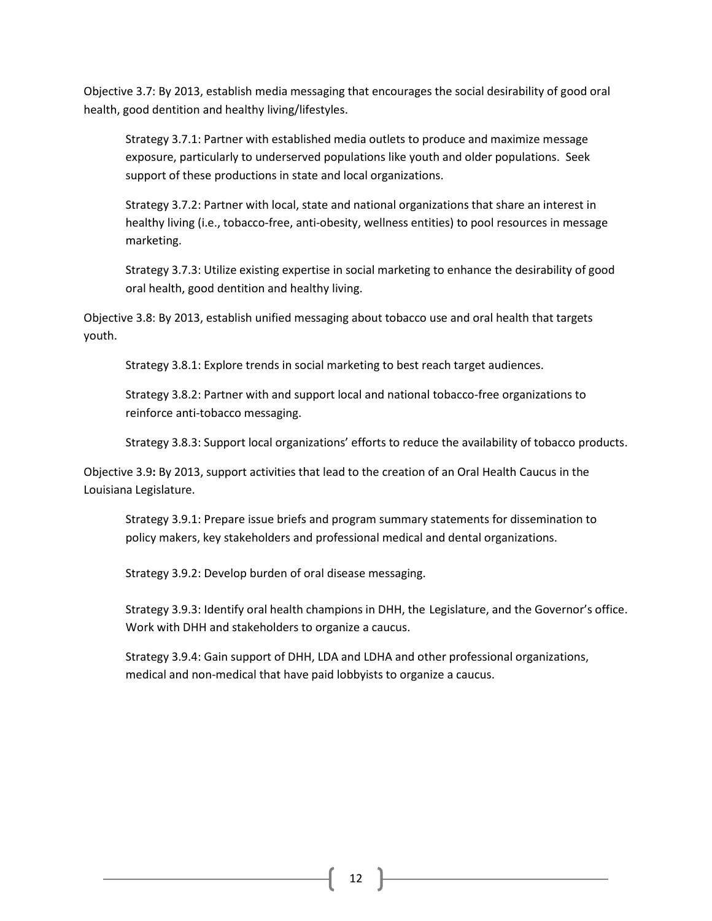Objective 3.7: By 2013, establish media messaging that encourages the social desirability of good oral health, good dentition and healthy living/lifestyles.

Strategy 3.7.1: Partner with established media outlets to produce and maximize message exposure, particularly to underserved populations like youth and older populations. Seek support of these productions in state and local organizations.

Strategy 3.7.2: Partner with local, state and national organizations that share an interest in healthy living (i.e., tobacco-free, anti-obesity, wellness entities) to pool resources in message marketing.

Strategy 3.7.3: Utilize existing expertise in social marketing to enhance the desirability of good oral health, good dentition and healthy living.

Objective 3.8: By 2013, establish unified messaging about tobacco use and oral health that targets youth.

Strategy 3.8.1: Explore trends in social marketing to best reach target audiences.

Strategy 3.8.2: Partner with and support local and national tobacco-free organizations to reinforce anti-tobacco messaging.

Strategy 3.8.3: Support local organizations' efforts to reduce the availability of tobacco products.

Objective 3.9**:** By 2013, support activities that lead to the creation of an Oral Health Caucus in the Louisiana Legislature.

Strategy 3.9.1: Prepare issue briefs and program summary statements for dissemination to policy makers, key stakeholders and professional medical and dental organizations.

Strategy 3.9.2: Develop burden of oral disease messaging.

Strategy 3.9.3: Identify oral health champions in DHH, the Legislature, and the Governor's office. Work with DHH and stakeholders to organize a caucus.

Strategy 3.9.4: Gain support of DHH, LDA and LDHA and other professional organizations, medical and non-medical that have paid lobbyists to organize a caucus.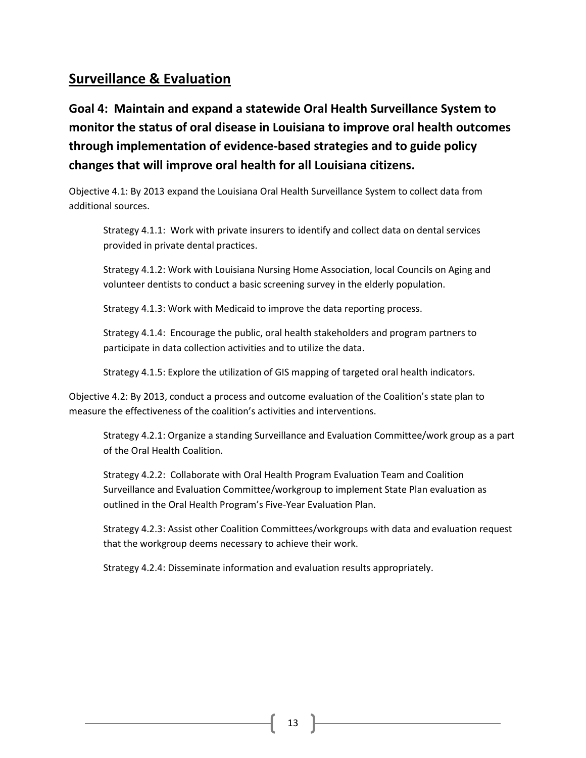## Surveillance & Evaluation

### Goal 4: Maintain and expand a statewide Oral Health Surveillance System to monitor the status of oral disease in Louisiana to improve oral health outcomes through implementation of evidence-based strategies and to guide policy changes that will improve oral health for all Louisiana citizens.

Objective 4.1: By 2013 expand the Louisiana Oral Health Surveillance System to collect data from additional sources.

> Strategy 4.1.1: Work with private insurers to identify and collect data on dental services provided in private dental practices.
>
> Strategy 4.1.2: Work with Louisiana Nursing Home Association, local Councils on Aging and volunteer dentists to conduct a basic screening survey in the elderly population.
>
> Strategy 4.1.3: Work with Medicaid to improve the data reporting process.
>
> Strategy 4.1.4: Encourage the public, oral health stakeholders and program partners to participate in data collection activities and to utilize the data.
>
> Strategy 4.1.5: Explore the utilization of GIS mapping of targeted oral health indicators.

Objective 4.2: By 2013, conduct a process and outcome evaluation of the Coalition's state plan to measure the effectiveness of the coalition's activities and interventions.

> Strategy 4.2.1: Organize a standing Surveillance and Evaluation Committee/work group as a part of the Oral Health Coalition.
>
> Strategy 4.2.2: Collaborate with Oral Health Program Evaluation Team and Coalition Surveillance and Evaluation Committee/workgroup to implement State Plan evaluation as outlined in the Oral Health Program's Five-Year Evaluation Plan.
>
> Strategy 4.2.3: Assist other Coalition Committees/workgroups with data and evaluation request that the workgroup deems necessary to achieve their work.
>
> Strategy 4.2.4: Disseminate information and evaluation results appropriately.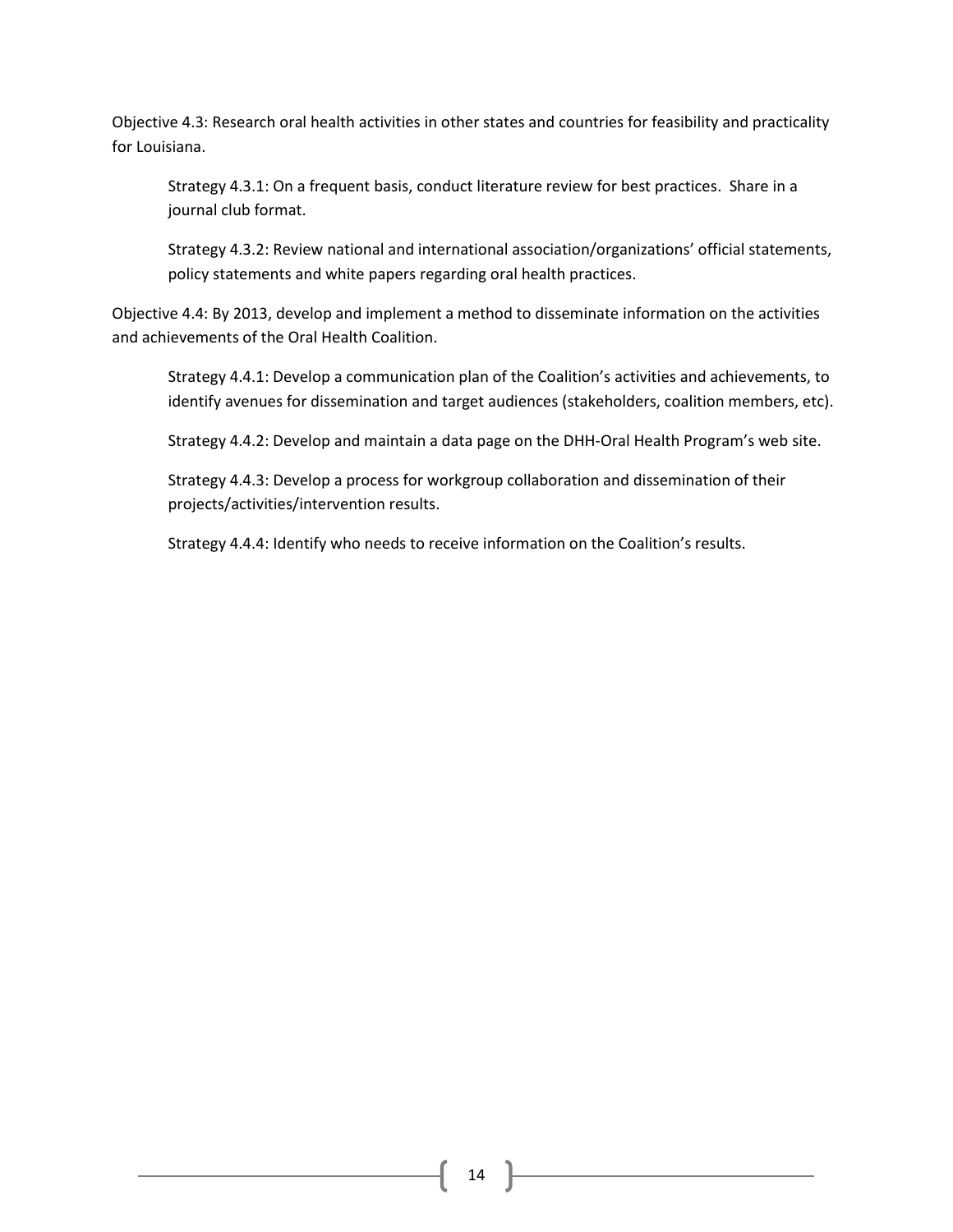Objective 4.3: Research oral health activities in other states and countries for feasibility and practicality for Louisiana.

Strategy 4.3.1: On a frequent basis, conduct literature review for best practices. Share in a journal club format.

Strategy 4.3.2: Review national and international association/organizations' official statements, policy statements and white papers regarding oral health practices.

Objective 4.4: By 2013, develop and implement a method to disseminate information on the activities and achievements of the Oral Health Coalition.

Strategy 4.4.1: Develop a communication plan of the Coalition's activities and achievements, to identify avenues for dissemination and target audiences (stakeholders, coalition members, etc).

Strategy 4.4.2: Develop and maintain a data page on the DHH-Oral Health Program's web site.

Strategy 4.4.3: Develop a process for workgroup collaboration and dissemination of their projects/activities/intervention results.

Strategy 4.4.4: Identify who needs to receive information on the Coalition's results.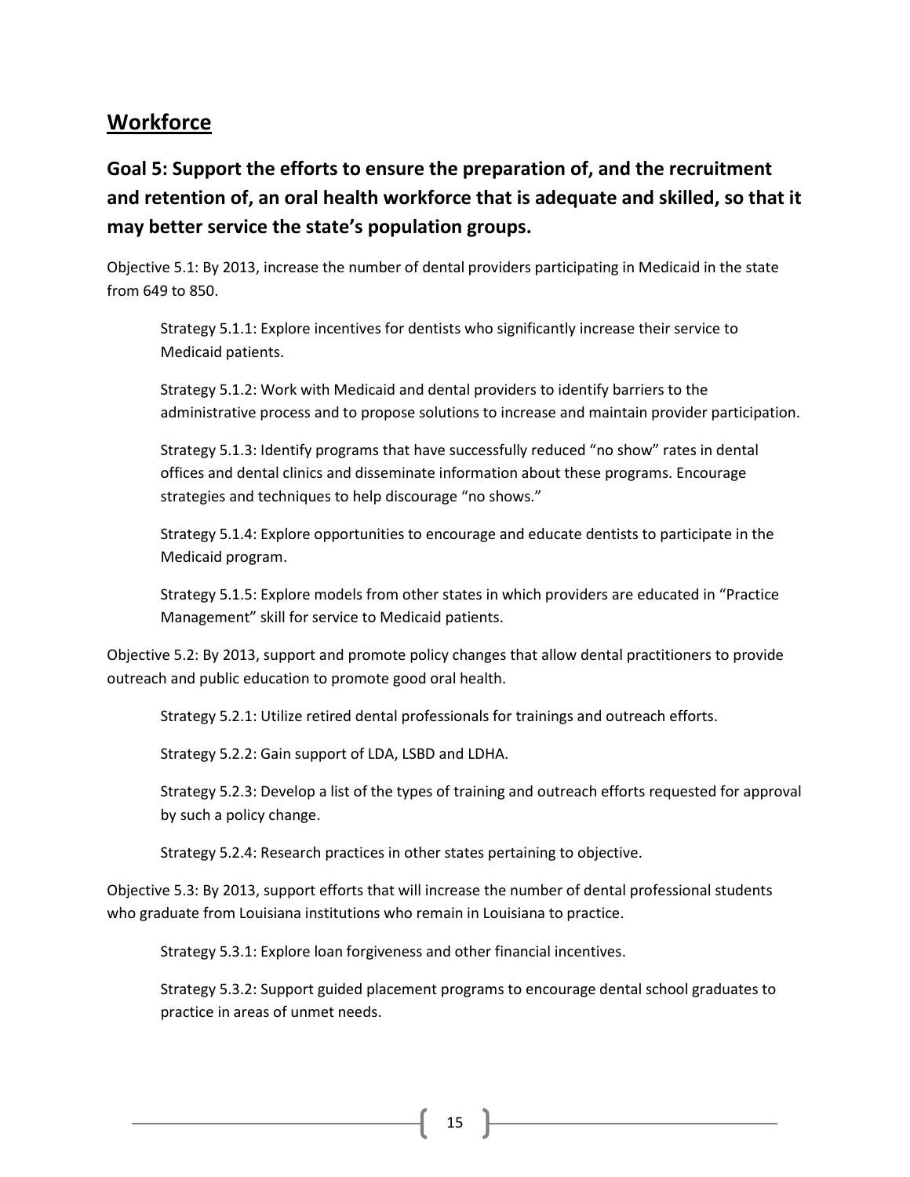## Workforce

### Goal 5: Support the efforts to ensure the preparation of, and the recruitment and retention of, an oral health workforce that is adequate and skilled, so that it may better service the state's population groups.

Objective 5.1: By 2013, increase the number of dental providers participating in Medicaid in the state from 649 to 850.

> Strategy 5.1.1: Explore incentives for dentists who significantly increase their service to Medicaid patients.
>
> Strategy 5.1.2: Work with Medicaid and dental providers to identify barriers to the administrative process and to propose solutions to increase and maintain provider participation.
>
> Strategy 5.1.3: Identify programs that have successfully reduced "no show" rates in dental offices and dental clinics and disseminate information about these programs. Encourage strategies and techniques to help discourage "no shows."
>
> Strategy 5.1.4: Explore opportunities to encourage and educate dentists to participate in the Medicaid program.
>
> Strategy 5.1.5: Explore models from other states in which providers are educated in "Practice Management" skill for service to Medicaid patients.

Objective 5.2: By 2013, support and promote policy changes that allow dental practitioners to provide outreach and public education to promote good oral health.

> Strategy 5.2.1: Utilize retired dental professionals for trainings and outreach efforts.
>
> Strategy 5.2.2: Gain support of LDA, LSBD and LDHA.
>
> Strategy 5.2.3: Develop a list of the types of training and outreach efforts requested for approval by such a policy change.
>
> Strategy 5.2.4: Research practices in other states pertaining to objective.

Objective 5.3: By 2013, support efforts that will increase the number of dental professional students who graduate from Louisiana institutions who remain in Louisiana to practice.

> Strategy 5.3.1: Explore loan forgiveness and other financial incentives.
>
> Strategy 5.3.2: Support guided placement programs to encourage dental school graduates to practice in areas of unmet needs.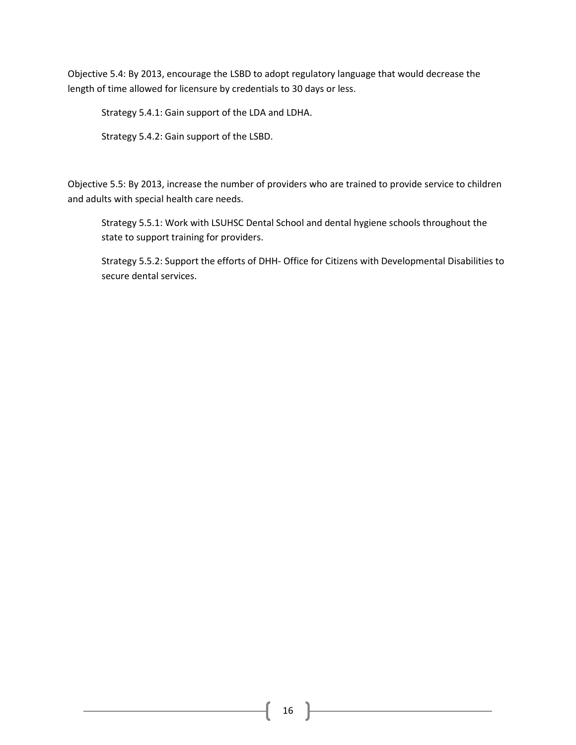Objective 5.4: By 2013, encourage the LSBD to adopt regulatory language that would decrease the length of time allowed for licensure by credentials to 30 days or less.

Strategy 5.4.1: Gain support of the LDA and LDHA.

Strategy 5.4.2: Gain support of the LSBD.

Objective 5.5: By 2013, increase the number of providers who are trained to provide service to children and adults with special health care needs.

Strategy 5.5.1: Work with LSUHSC Dental School and dental hygiene schools throughout the state to support training for providers.

Strategy 5.5.2: Support the efforts of DHH- Office for Citizens with Developmental Disabilities to secure dental services.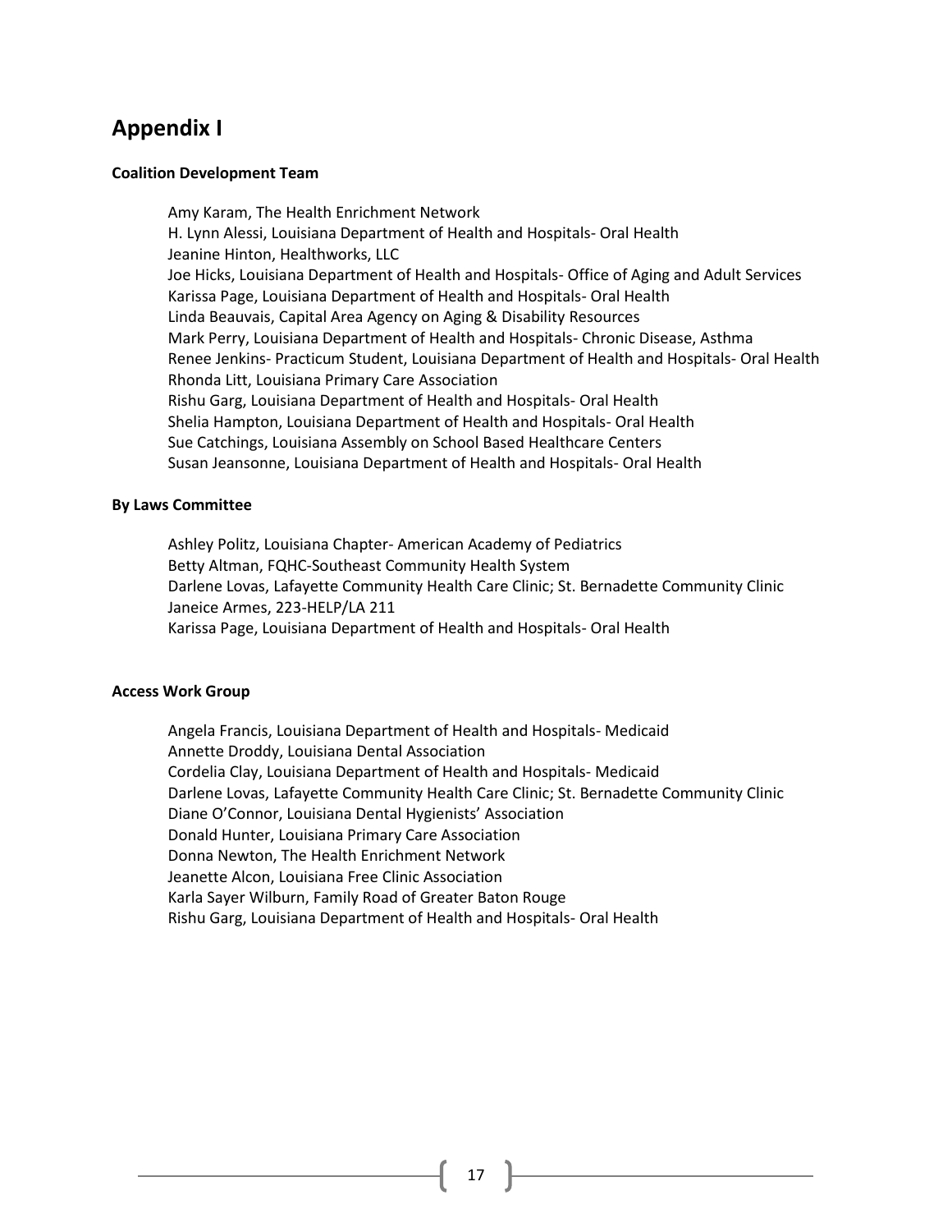# Appendix I

**Coalition Development Team**

Amy Karam, The Health Enrichment Network
H. Lynn Alessi, Louisiana Department of Health and Hospitals- Oral Health
Jeanine Hinton, Healthworks, LLC
Joe Hicks, Louisiana Department of Health and Hospitals- Office of Aging and Adult Services
Karissa Page, Louisiana Department of Health and Hospitals- Oral Health
Linda Beauvais, Capital Area Agency on Aging & Disability Resources
Mark Perry, Louisiana Department of Health and Hospitals- Chronic Disease, Asthma
Renee Jenkins- Practicum Student, Louisiana Department of Health and Hospitals- Oral Health
Rhonda Litt, Louisiana Primary Care Association
Rishu Garg, Louisiana Department of Health and Hospitals- Oral Health
Shelia Hampton, Louisiana Department of Health and Hospitals- Oral Health
Sue Catchings, Louisiana Assembly on School Based Healthcare Centers
Susan Jeansonne, Louisiana Department of Health and Hospitals- Oral Health

**By Laws Committee**

Ashley Politz, Louisiana Chapter- American Academy of Pediatrics
Betty Altman, FQHC-Southeast Community Health System
Darlene Lovas, Lafayette Community Health Care Clinic; St. Bernadette Community Clinic
Janeice Armes, 223-HELP/LA 211
Karissa Page, Louisiana Department of Health and Hospitals- Oral Health

**Access Work Group**

Angela Francis, Louisiana Department of Health and Hospitals- Medicaid
Annette Droddy, Louisiana Dental Association
Cordelia Clay, Louisiana Department of Health and Hospitals- Medicaid
Darlene Lovas, Lafayette Community Health Care Clinic; St. Bernadette Community Clinic
Diane O'Connor, Louisiana Dental Hygienists' Association
Donald Hunter, Louisiana Primary Care Association
Donna Newton, The Health Enrichment Network
Jeanette Alcon, Louisiana Free Clinic Association
Karla Sayer Wilburn, Family Road of Greater Baton Rouge
Rishu Garg, Louisiana Department of Health and Hospitals- Oral Health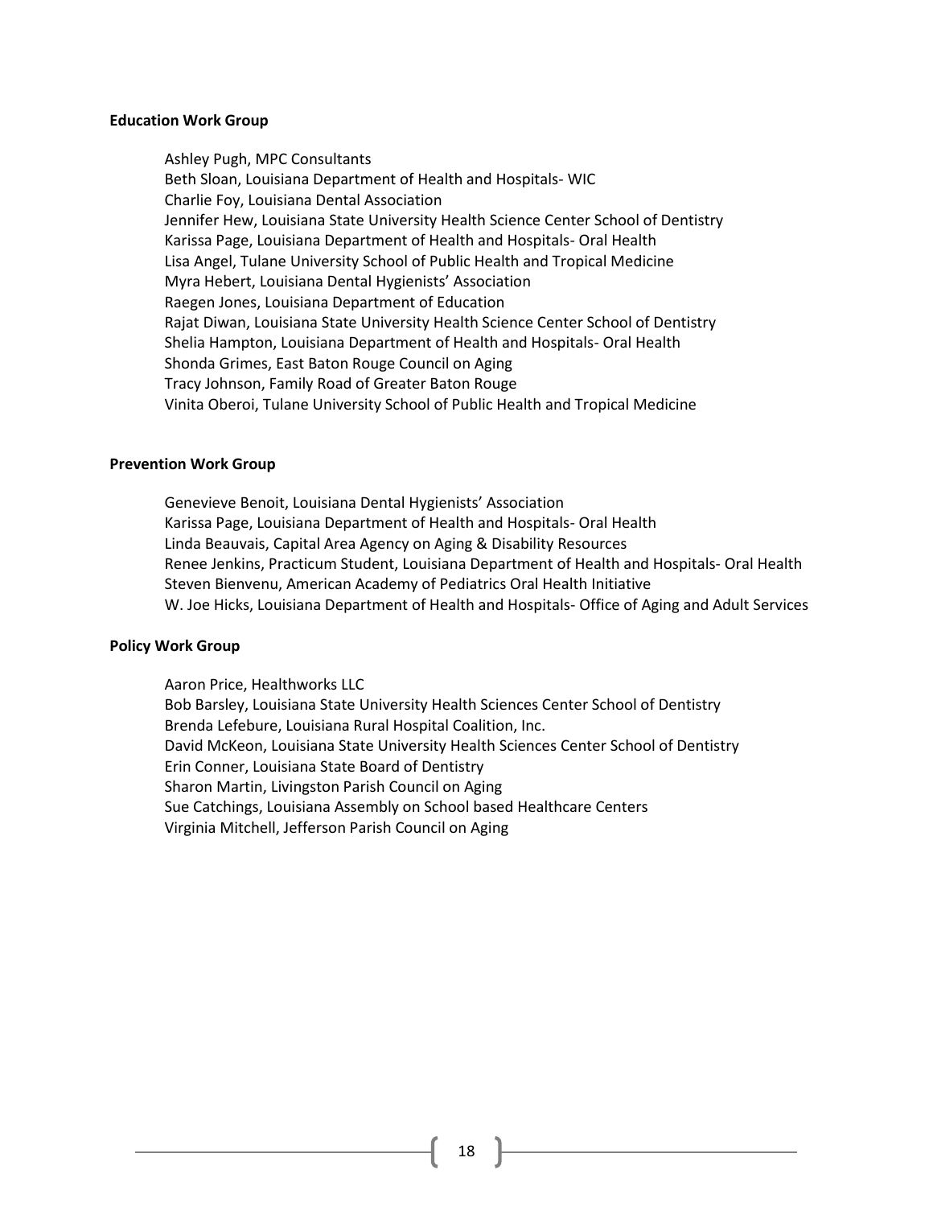**Education Work Group**

Ashley Pugh, MPC Consultants
Beth Sloan, Louisiana Department of Health and Hospitals- WIC
Charlie Foy, Louisiana Dental Association
Jennifer Hew, Louisiana State University Health Science Center School of Dentistry
Karissa Page, Louisiana Department of Health and Hospitals- Oral Health
Lisa Angel, Tulane University School of Public Health and Tropical Medicine
Myra Hebert, Louisiana Dental Hygienists' Association
Raegen Jones, Louisiana Department of Education
Rajat Diwan, Louisiana State University Health Science Center School of Dentistry
Shelia Hampton, Louisiana Department of Health and Hospitals- Oral Health
Shonda Grimes, East Baton Rouge Council on Aging
Tracy Johnson, Family Road of Greater Baton Rouge
Vinita Oberoi, Tulane University School of Public Health and Tropical Medicine

**Prevention Work Group**

Genevieve Benoit, Louisiana Dental Hygienists' Association
Karissa Page, Louisiana Department of Health and Hospitals- Oral Health
Linda Beauvais, Capital Area Agency on Aging & Disability Resources
Renee Jenkins, Practicum Student, Louisiana Department of Health and Hospitals- Oral Health
Steven Bienvenu, American Academy of Pediatrics Oral Health Initiative
W. Joe Hicks, Louisiana Department of Health and Hospitals- Office of Aging and Adult Services

**Policy Work Group**

Aaron Price, Healthworks LLC
Bob Barsley, Louisiana State University Health Sciences Center School of Dentistry
Brenda Lefebure, Louisiana Rural Hospital Coalition, Inc.
David McKeon, Louisiana State University Health Sciences Center School of Dentistry
Erin Conner, Louisiana State Board of Dentistry
Sharon Martin, Livingston Parish Council on Aging
Sue Catchings, Louisiana Assembly on School based Healthcare Centers
Virginia Mitchell, Jefferson Parish Council on Aging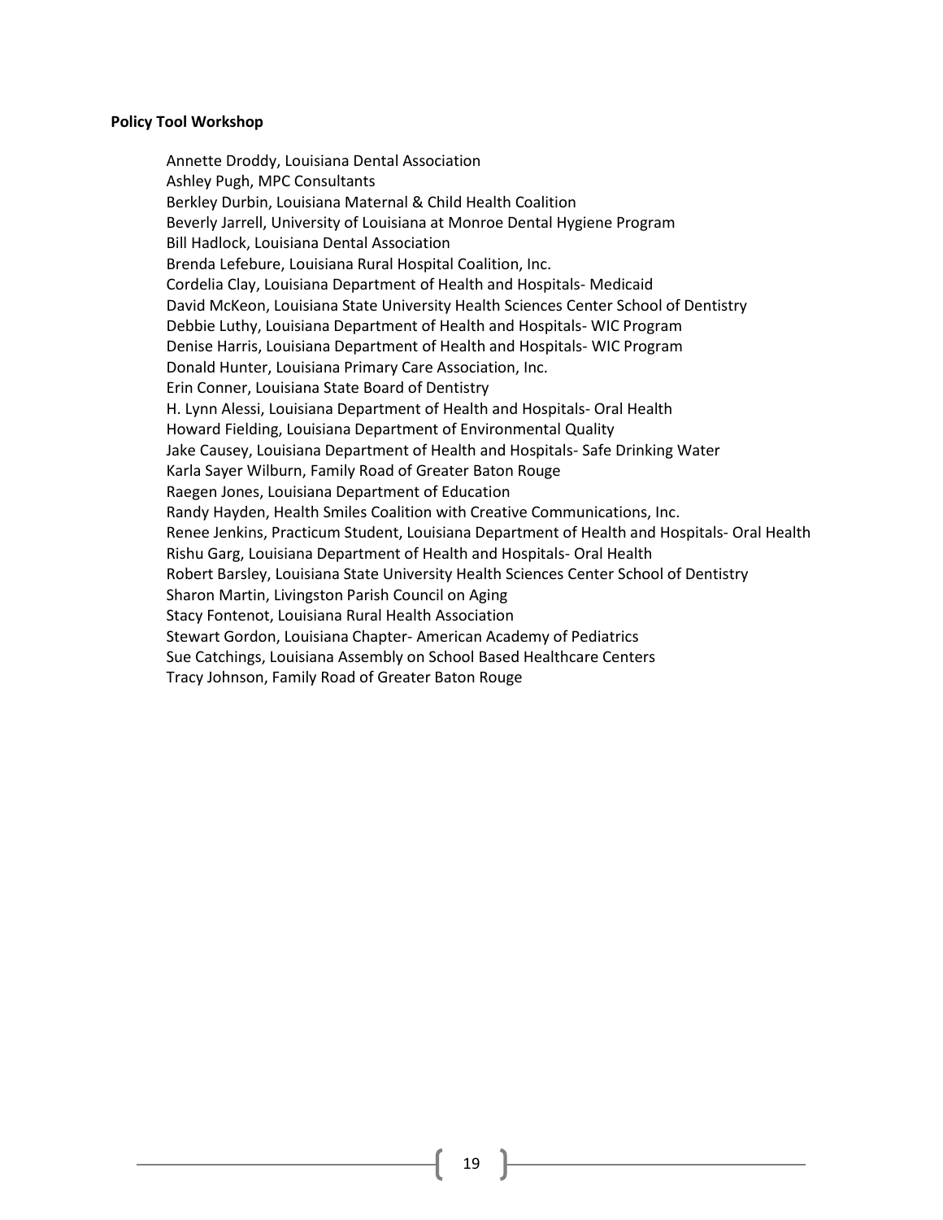**Policy Tool Workshop**

Annette Droddy, Louisiana Dental Association
Ashley Pugh, MPC Consultants
Berkley Durbin, Louisiana Maternal & Child Health Coalition
Beverly Jarrell, University of Louisiana at Monroe Dental Hygiene Program
Bill Hadlock, Louisiana Dental Association
Brenda Lefebure, Louisiana Rural Hospital Coalition, Inc.
Cordelia Clay, Louisiana Department of Health and Hospitals- Medicaid
David McKeon, Louisiana State University Health Sciences Center School of Dentistry
Debbie Luthy, Louisiana Department of Health and Hospitals- WIC Program
Denise Harris, Louisiana Department of Health and Hospitals- WIC Program
Donald Hunter, Louisiana Primary Care Association, Inc.
Erin Conner, Louisiana State Board of Dentistry
H. Lynn Alessi, Louisiana Department of Health and Hospitals- Oral Health
Howard Fielding, Louisiana Department of Environmental Quality
Jake Causey, Louisiana Department of Health and Hospitals- Safe Drinking Water
Karla Sayer Wilburn, Family Road of Greater Baton Rouge
Raegen Jones, Louisiana Department of Education
Randy Hayden, Health Smiles Coalition with Creative Communications, Inc.
Renee Jenkins, Practicum Student, Louisiana Department of Health and Hospitals- Oral Health
Rishu Garg, Louisiana Department of Health and Hospitals- Oral Health
Robert Barsley, Louisiana State University Health Sciences Center School of Dentistry
Sharon Martin, Livingston Parish Council on Aging
Stacy Fontenot, Louisiana Rural Health Association
Stewart Gordon, Louisiana Chapter- American Academy of Pediatrics
Sue Catchings, Louisiana Assembly on School Based Healthcare Centers
Tracy Johnson, Family Road of Greater Baton Rouge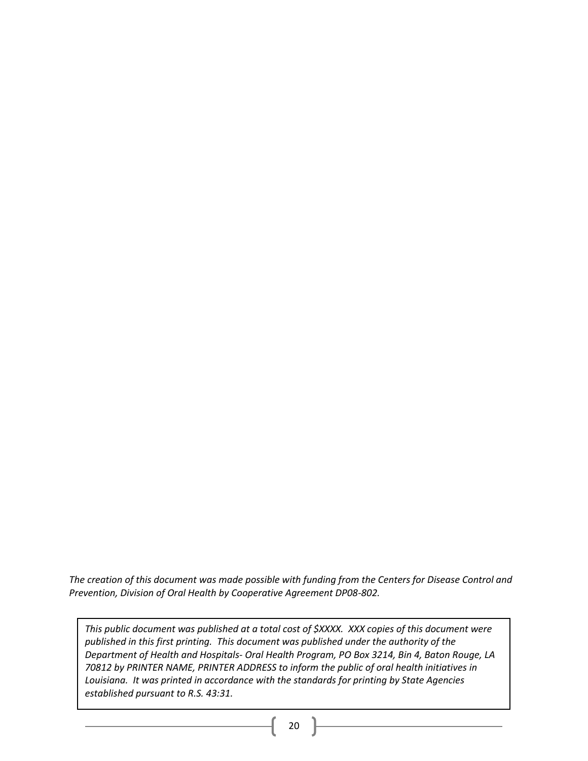*The creation of this document was made possible with funding from the Centers for Disease Control and Prevention, Division of Oral Health by Cooperative Agreement DP08-802.*

*This public document was published at a total cost of $XXXX. XXX copies of this document were published in this first printing. This document was published under the authority of the Department of Health and Hospitals- Oral Health Program, PO Box 3214, Bin 4, Baton Rouge, LA 70812 by PRINTER NAME, PRINTER ADDRESS to inform the public of oral health initiatives in Louisiana. It was printed in accordance with the standards for printing by State Agencies established pursuant to R.S. 43:31.*